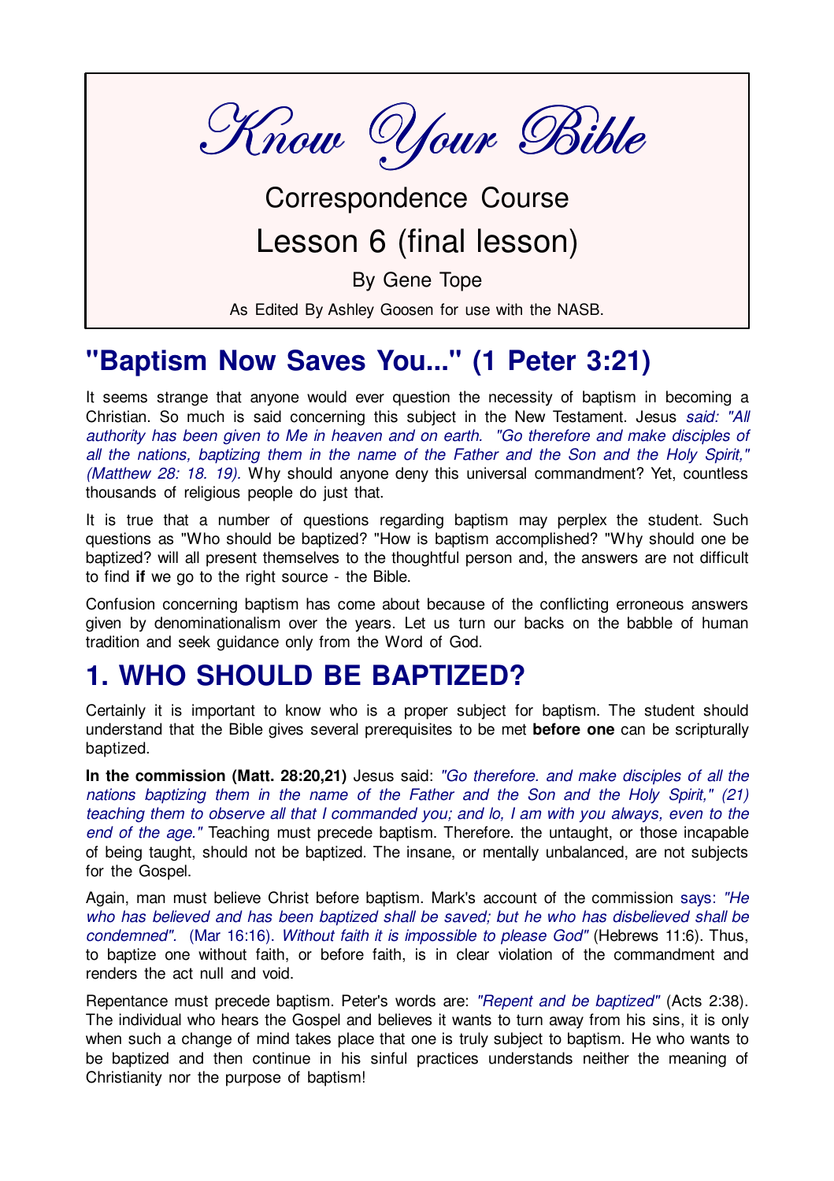# Know Your Bible

Correspondence Course

Lesson 6 (final lesson)

By Gene Tope

As Edited By Ashley Goosen for use with the NASB.

## "Baptism Now Saves You..." (1 Peter 3:21)

It seems strange that anyone would ever question the necessity of baptism in becoming a Christian. So much is said concerning this subject in the New Testament. Jesus *said: "All authority has been given to Me in heaven and on earth. "Go therefore and make disciples of all the nations, baptizing them in the name of the Father and the Son and the Holy Spirit," (Matthew 28: 18. 19).* Why should anyone deny this universal commandment? Yet, countless thousands of religious people do just that.

It is true that a number of questions regarding baptism may perplex the student. Such questions as "Who should be baptized? "How is baptism accomplished? "Why should one be baptized? will all present themselves to the thoughtful person and, the answers are not difficult to find **if** we go to the right source - the Bible.

Confusion concerning baptism has come about because of the conflicting erroneous answers given by denominationalism over the years. Let us turn our backs on the babble of human tradition and seek guidance only from the Word of God.

## 1. WHO SHOULD BE BAPTIZED?

Certainly it is important to know who is a proper subject for baptism. The student should understand that the Bible gives several prerequisites to be met **before one** can be scripturally baptized.

**In the commission (Matt. 28:20,21)** Jesus said: *"Go therefore. and make disciples of all the nations baptizing them in the name of the Father and the Son and the Holy Spirit," (21) teaching them to observe all that I commanded you; and lo, I am with you always, even to the end of the age."* Teaching must precede baptism. Therefore. the untaught, or those incapable of being taught, should not be baptized. The insane, or mentally unbalanced, are not subjects for the Gospel.

Again, man must believe Christ before baptism. Mark's account of the commission says: *"He who has believed and has been baptized shall be saved; but he who has disbelieved shall be condemned". (Mar 16:16). Without faith it is impossible to please God"* (Hebrews 11:6). Thus, to baptize one without faith, or before faith, is in clear violation of the commandment and renders the act null and void.

Repentance must precede baptism. Peter's words are: *"Repent and be baptized"* (Acts 2:38). The individual who hears the Gospel and believes it wants to turn away from his sins, it is only when such a change of mind takes place that one is truly subject to baptism. He who wants to be baptized and then continue in his sinful practices understands neither the meaning of Christianity nor the purpose of baptism!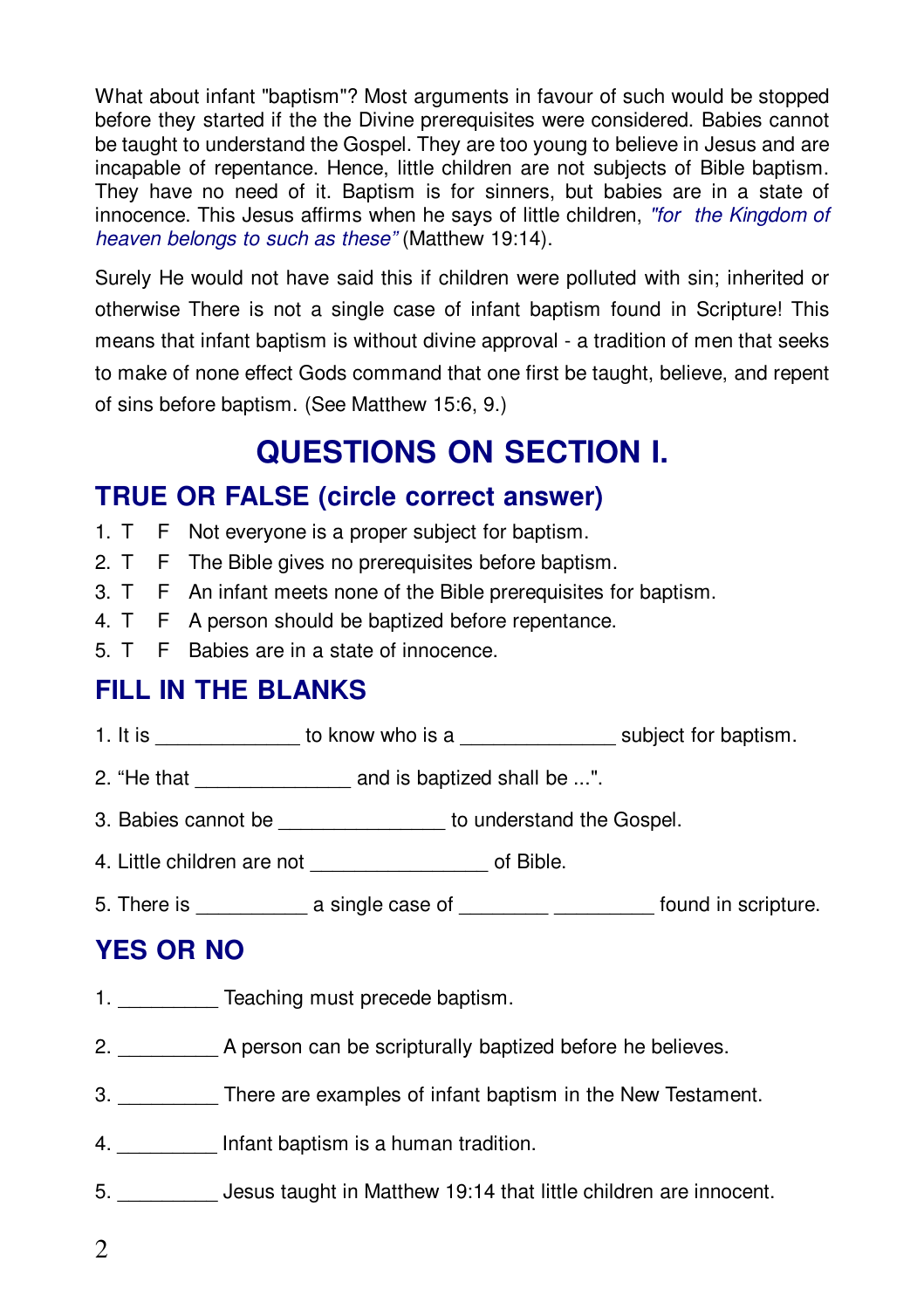What about infant "baptism"? Most arguments in favour of such would be stopped before they started if the the Divine prerequisites were considered. Babies cannot be taught to understand the Gospel. They are too young to believe in Jesus and are incapable of repentance. Hence, little children are not subjects of Bible baptism. They have no need of it. Baptism is for sinners, but babies are in a state of innocence. This Jesus affirms when he says of little children, *"for the Kingdom of heaven belongs to such as these"* (Matthew 19:14).

Surely He would not have said this if children were polluted with sin; inherited or otherwise There is not a single case of infant baptism found in Scripture! This means that infant baptism is without divine approval - a tradition of men that seeks to make of none effect Gods command that one first be taught, believe, and repent of sins before baptism. (See Matthew 15:6, 9.)

# QUESTIONS ON SECTION I.

## TRUE OR FALSE (circle correct answer)

1. T F Not everyone is a proper subject for baptism.
2. T F The Bible gives no prerequisites before baptism.
3. T F An infant meets none of the Bible prerequisites for baptism.
4. T F A person should be baptized before repentance.
5. T F Babies are in a state of innocence.

## FILL IN THE BLANKS

1. It is _____________ to know who is a ______________ subject for baptism.

2. “He that ______________ and is baptized shall be ...".

3. Babies cannot be _______________ to understand the Gospel.

4. Little children are not ________________ of Bible.

5. There is __________ a single case of ________ _________ found in scripture.

## YES OR NO

1. _________ Teaching must precede baptism.

2. _________ A person can be scripturally baptized before he believes.

3. _________ There are examples of infant baptism in the New Testament.

4. _________ Infant baptism is a human tradition.

5. _________ Jesus taught in Matthew 19:14 that little children are innocent.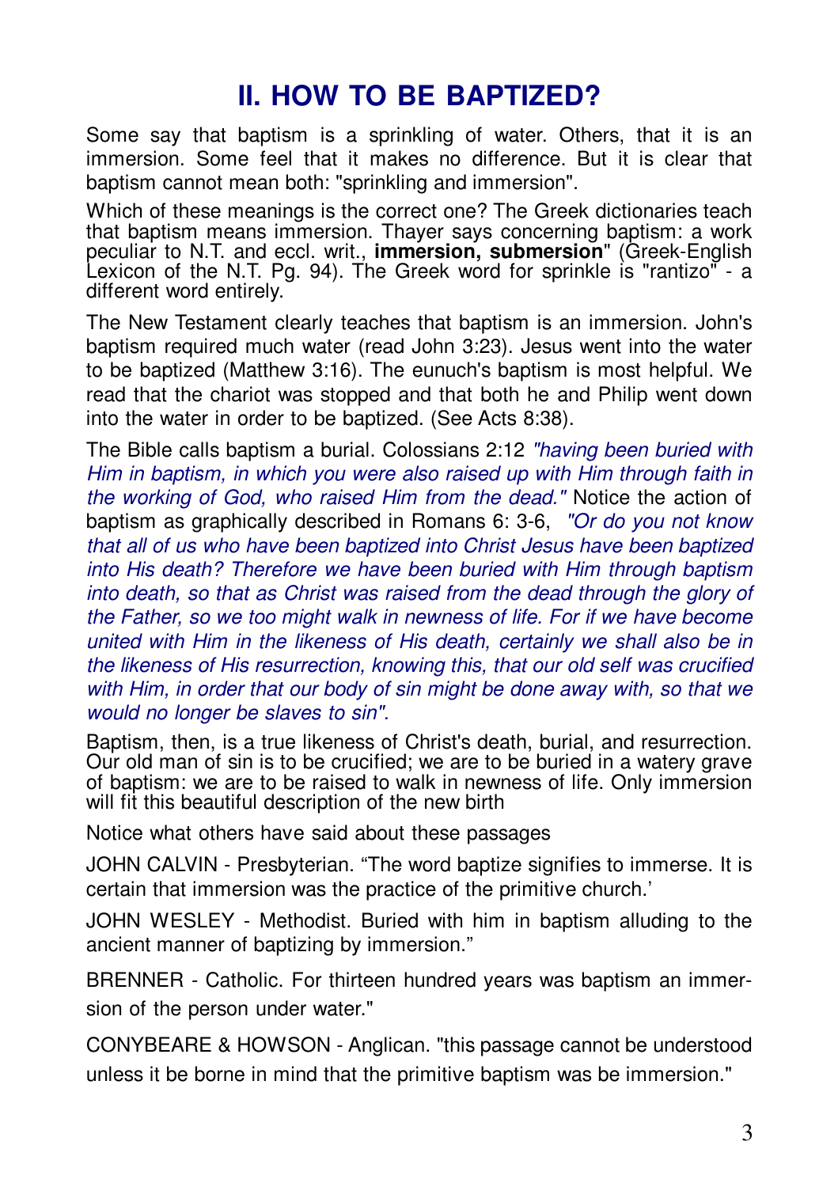## II. HOW TO BE BAPTIZED?

Some say that baptism is a sprinkling of water. Others, that it is an immersion. Some feel that it makes no difference. But it is clear that baptism cannot mean both: "sprinkling and immersion".

Which of these meanings is the correct one? The Greek dictionaries teach that baptism means immersion. Thayer says concerning baptism: a work peculiar to N.T. and eccl. writ., **immersion, submersion**" (Greek-English Lexicon of the N.T. Pg. 94). The Greek word for sprinkle is "rantizo" - a different word entirely.

The New Testament clearly teaches that baptism is an immersion. John's baptism required much water (read John 3:23). Jesus went into the water to be baptized (Matthew 3:16). The eunuch's baptism is most helpful. We read that the chariot was stopped and that both he and Philip went down into the water in order to be baptized. (See Acts 8:38).

The Bible calls baptism a burial. Colossians 2:12 *"having been buried with Him in baptism, in which you were also raised up with Him through faith in the working of God, who raised Him from the dead."* Notice the action of baptism as graphically described in Romans 6: 3-6, *"Or do you not know that all of us who have been baptized into Christ Jesus have been baptized into His death? Therefore we have been buried with Him through baptism into death, so that as Christ was raised from the dead through the glory of the Father, so we too might walk in newness of life. For if we have become united with Him in the likeness of His death, certainly we shall also be in the likeness of His resurrection, knowing this, that our old self was crucified with Him, in order that our body of sin might be done away with, so that we would no longer be slaves to sin".*

Baptism, then, is a true likeness of Christ's death, burial, and resurrection. Our old man of sin is to be crucified; we are to be buried in a watery grave of baptism: we are to be raised to walk in newness of life. Only immersion will fit this beautiful description of the new birth

Notice what others have said about these passages

JOHN CALVIN - Presbyterian. "The word baptize signifies to immerse. It is certain that immersion was the practice of the primitive church.'

JOHN WESLEY - Methodist. Buried with him in baptism alluding to the ancient manner of baptizing by immersion."

BRENNER - Catholic. For thirteen hundred years was baptism an immersion of the person under water."

CONYBEARE & HOWSON - Anglican. "this passage cannot be understood unless it be borne in mind that the primitive baptism was be immersion."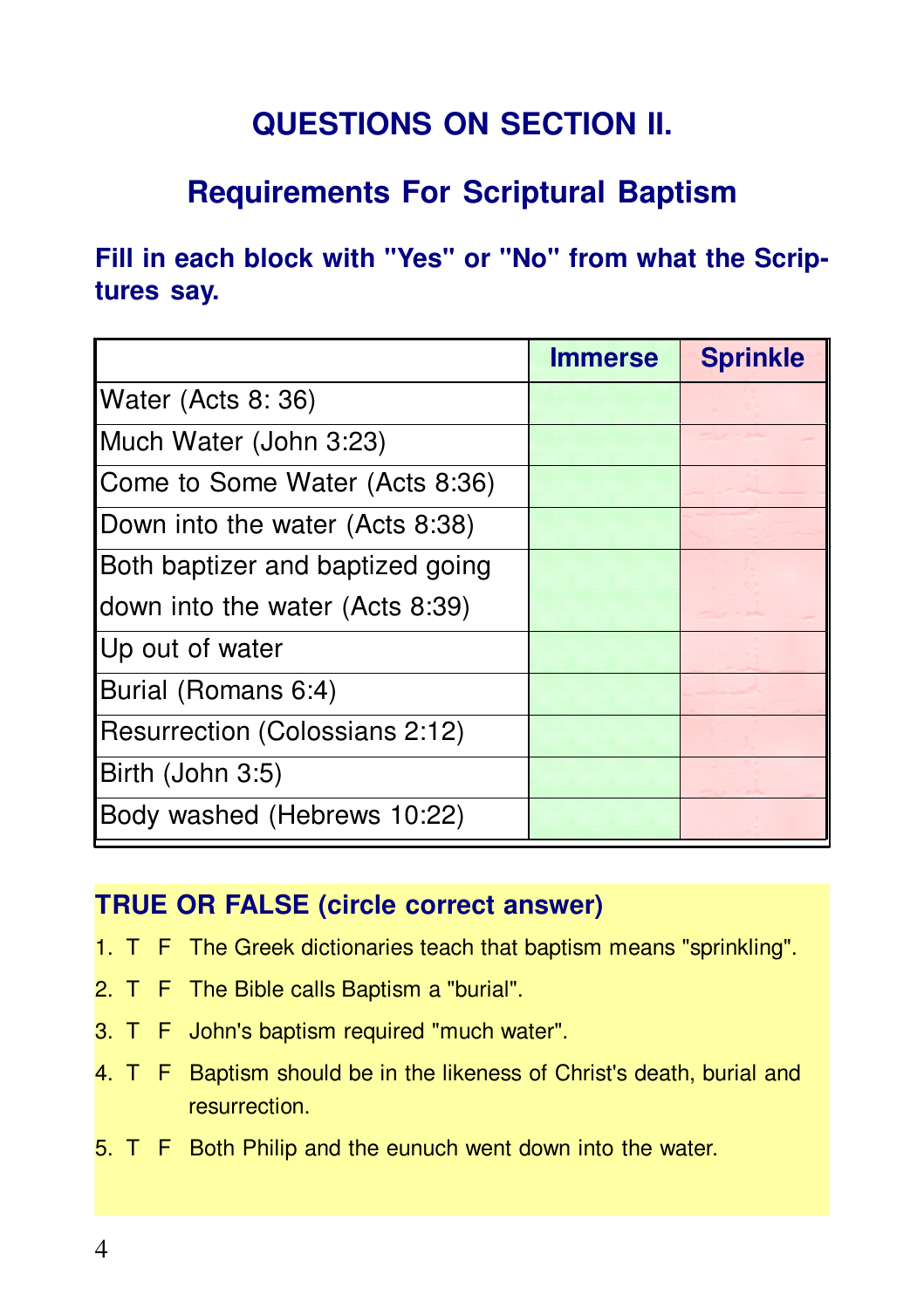## QUESTIONS ON SECTION II.

## Requirements For Scriptural Baptism

**Fill in each block with "Yes" or "No" from what the Scriptures say.**

| | Immerse | Sprinkle |
|---|---|---|
| Water (Acts 8: 36) | | |
| Much Water (John 3:23) | | |
| Come to Some Water (Acts 8:36) | | |
| Down into the water (Acts 8:38) | | |
| Both baptizer and baptized going down into the water (Acts 8:39) | | |
| Up out of water | | |
| Burial (Romans 6:4) | | |
| Resurrection (Colossians 2:12) | | |
| Birth (John 3:5) | | |
| Body washed (Hebrews 10:22) | | |

**TRUE OR FALSE (circle correct answer)**

1. T F The Greek dictionaries teach that baptism means "sprinkling".
2. T F The Bible calls Baptism a "burial".
3. T F John's baptism required "much water".
4. T F Baptism should be in the likeness of Christ's death, burial and resurrection.
5. T F Both Philip and the eunuch went down into the water.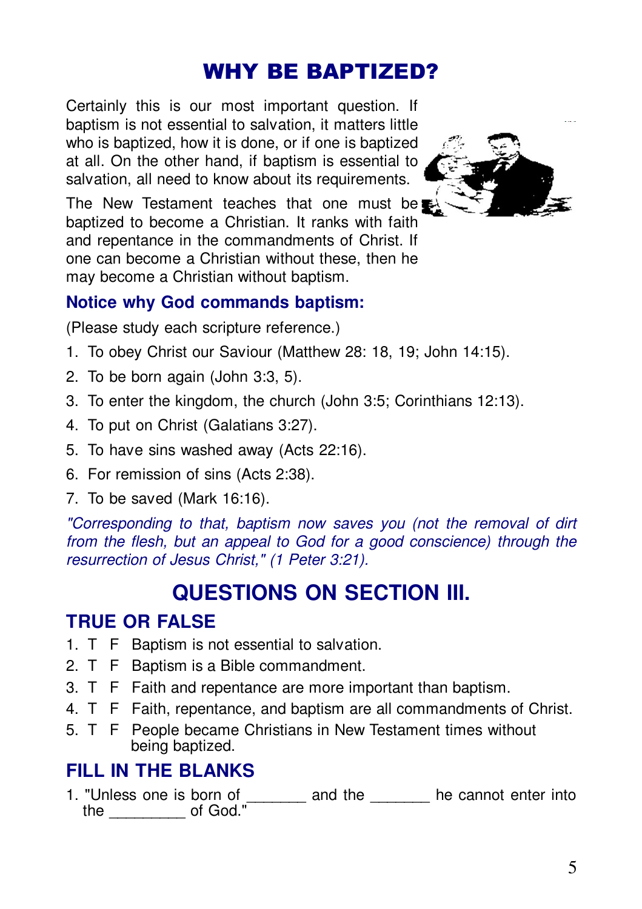# WHY BE BAPTIZED?

Certainly this is our most important question. If baptism is not essential to salvation, it matters little who is baptized, how it is done, or if one is baptized at all. On the other hand, if baptism is essential to salvation, all need to know about its requirements.

The New Testament teaches that one must be baptized to become a Christian. It ranks with faith and repentance in the commandments of Christ. If one can become a Christian without these, then he may become a Christian without baptism.

### Notice why God commands baptism:

(Please study each scripture reference.)

1. To obey Christ our Saviour (Matthew 28: 18, 19; John 14:15).
2. To be born again (John 3:3, 5).
3. To enter the kingdom, the church (John 3:5; Corinthians 12:13).
4. To put on Christ (Galatians 3:27).
5. To have sins washed away (Acts 22:16).
6. For remission of sins (Acts 2:38).
7. To be saved (Mark 16:16).

*"Corresponding to that, baptism now saves you (not the removal of dirt from the flesh, but an appeal to God for a good conscience) through the resurrection of Jesus Christ," (1 Peter 3:21).*

## QUESTIONS ON SECTION III.

### TRUE OR FALSE

1. T F Baptism is not essential to salvation.
2. T F Baptism is a Bible commandment.
3. T F Faith and repentance are more important than baptism.
4. T F Faith, repentance, and baptism are all commandments of Christ.
5. T F People became Christians in New Testament times without being baptized.

### FILL IN THE BLANKS

1. "Unless one is born of _______ and the _______ he cannot enter into the _________ of God."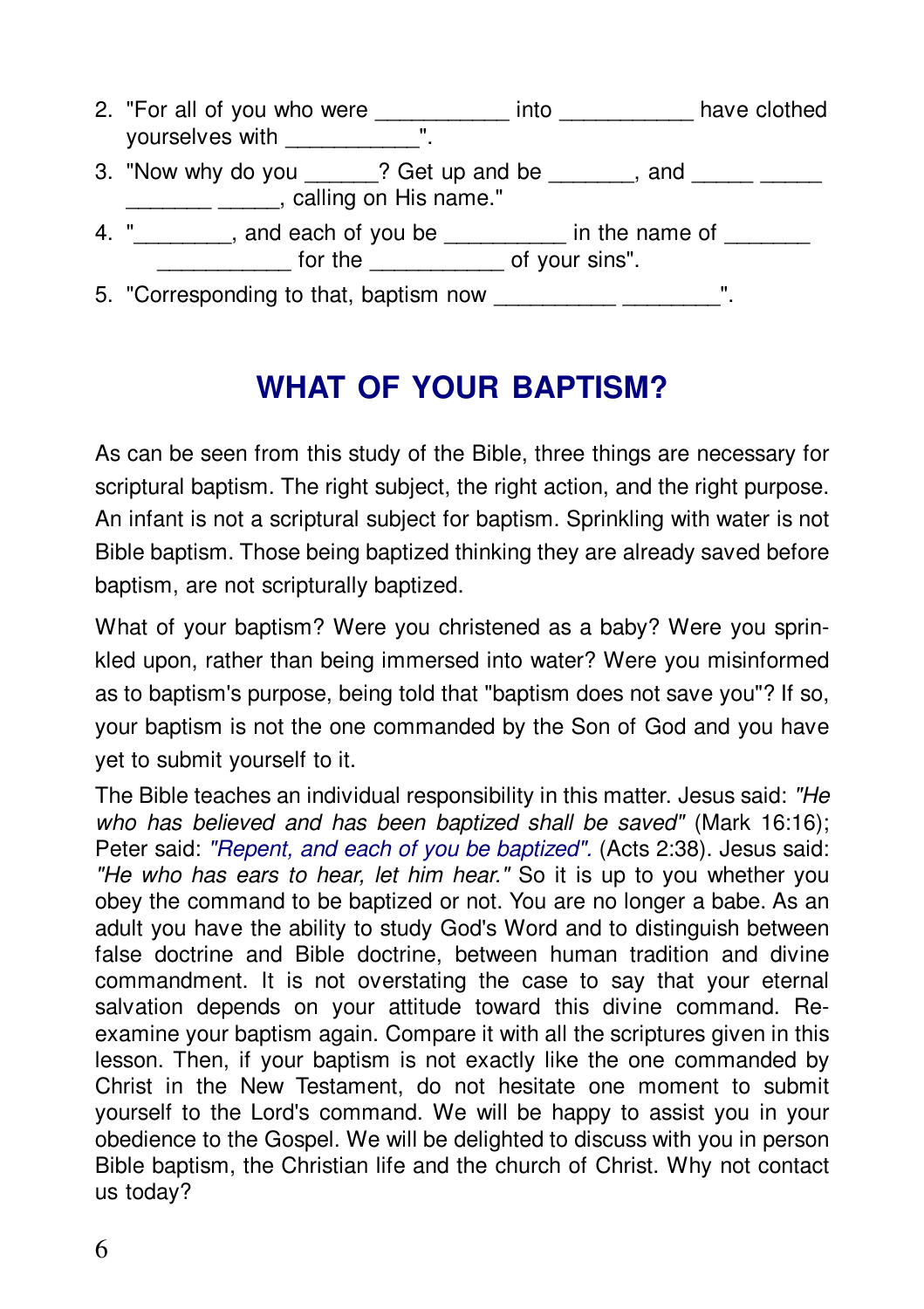2. "For all of you who were ___________ into ___________ have clothed yourselves with ___________".
3. "Now why do you ______? Get up and be _______, and _____ _____ _______ _____, calling on His name."
4. "________, and each of you be __________ in the name of _______ ___________ for the ___________ of your sins".
5. "Corresponding to that, baptism now __________ ________".

## WHAT OF YOUR BAPTISM?

As can be seen from this study of the Bible, three things are necessary for scriptural baptism. The right subject, the right action, and the right purpose. An infant is not a scriptural subject for baptism. Sprinkling with water is not Bible baptism. Those being baptized thinking they are already saved before baptism, are not scripturally baptized.

What of your baptism? Were you christened as a baby? Were you sprinkled upon, rather than being immersed into water? Were you misinformed as to baptism's purpose, being told that "baptism does not save you"? If so, your baptism is not the one commanded by the Son of God and you have yet to submit yourself to it.

The Bible teaches an individual responsibility in this matter. Jesus said: *"He who has believed and has been baptized shall be saved"* (Mark 16:16); Peter said: *"Repent, and each of you be baptized".* (Acts 2:38). Jesus said: *"He who has ears to hear, let him hear."* So it is up to you whether you obey the command to be baptized or not. You are no longer a babe. As an adult you have the ability to study God's Word and to distinguish between false doctrine and Bible doctrine, between human tradition and divine commandment. It is not overstating the case to say that your eternal salvation depends on your attitude toward this divine command. Re-examine your baptism again. Compare it with all the scriptures given in this lesson. Then, if your baptism is not exactly like the one commanded by Christ in the New Testament, do not hesitate one moment to submit yourself to the Lord's command. We will be happy to assist you in your obedience to the Gospel. We will be delighted to discuss with you in person Bible baptism, the Christian life and the church of Christ. Why not contact us today?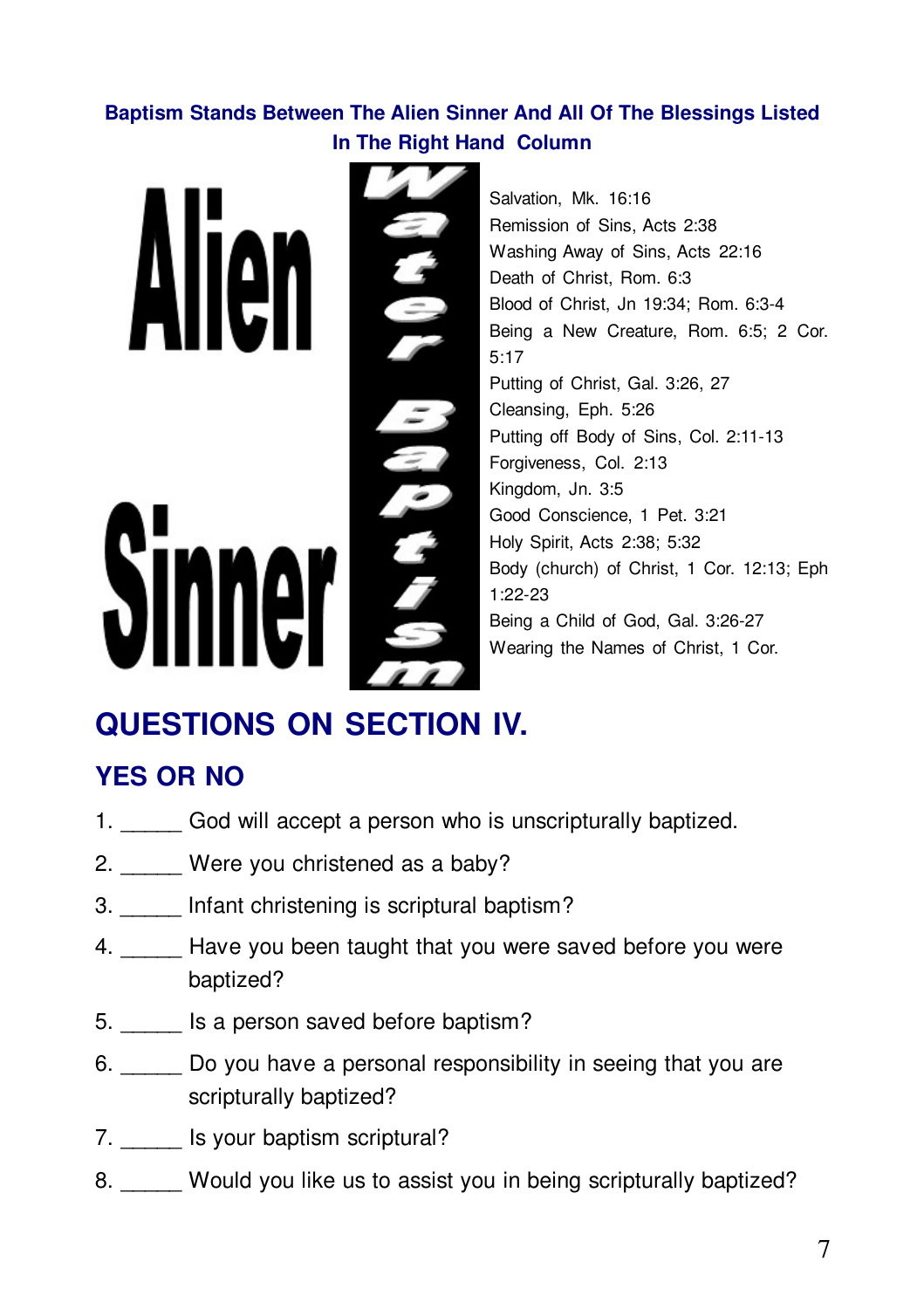**Baptism Stands Between The Alien Sinner And All Of The Blessings Listed In The Right Hand Column**

**Alien Sinner**

**Water Baptism**

Salvation, Mk. 16:16
Remission of Sins, Acts 2:38
Washing Away of Sins, Acts 22:16
Death of Christ, Rom. 6:3
Blood of Christ, Jn 19:34; Rom. 6:3-4
Being a New Creature, Rom. 6:5; 2 Cor. 5:17
Putting of Christ, Gal. 3:26, 27
Cleansing, Eph. 5:26
Putting off Body of Sins, Col. 2:11-13
Forgiveness, Col. 2:13
Kingdom, Jn. 3:5
Good Conscience, 1 Pet. 3:21
Holy Spirit, Acts 2:38; 5:32
Body (church) of Christ, 1 Cor. 12:13; Eph 1:22-23
Being a Child of God, Gal. 3:26-27
Wearing the Names of Christ, 1 Cor.

# QUESTIONS ON SECTION IV.

## YES OR NO

1. _____ God will accept a person who is unscripturally baptized.
2. _____ Were you christened as a baby?
3. _____ Infant christening is scriptural baptism?
4. _____ Have you been taught that you were saved before you were baptized?
5. _____ Is a person saved before baptism?
6. _____ Do you have a personal responsibility in seeing that you are scripturally baptized?
7. _____ Is your baptism scriptural?
8. _____ Would you like us to assist you in being scripturally baptized?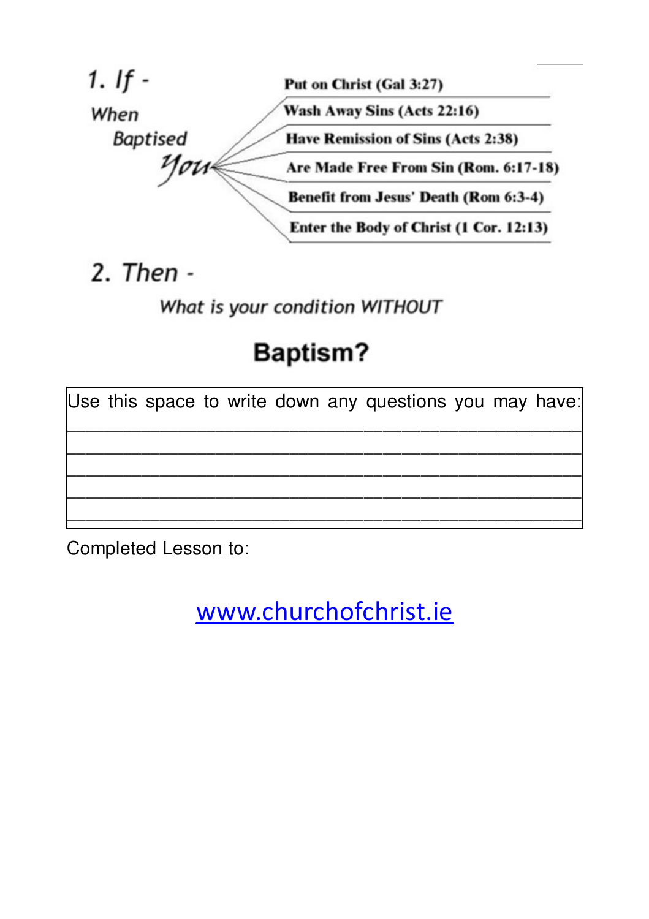1. *If -*

*When Baptised You*

- **Put on Christ (Gal 3:27)**
- **Wash Away Sins (Acts 22:16)**
- **Have Remission of Sins (Acts 2:38)**
- **Are Made Free From Sin (Rom. 6:17-18)**
- **Benefit from Jesus' Death (Rom 6:3-4)**
- **Enter the Body of Christ (1 Cor. 12:13)**

2. *Then -*

*What is your condition WITHOUT*

## Baptism?

Use this space to write down any questions you may have:
______________________________________________
______________________________________________
______________________________________________
______________________________________________
______________________________________________

Completed Lesson to:

www.churchofchrist.ie